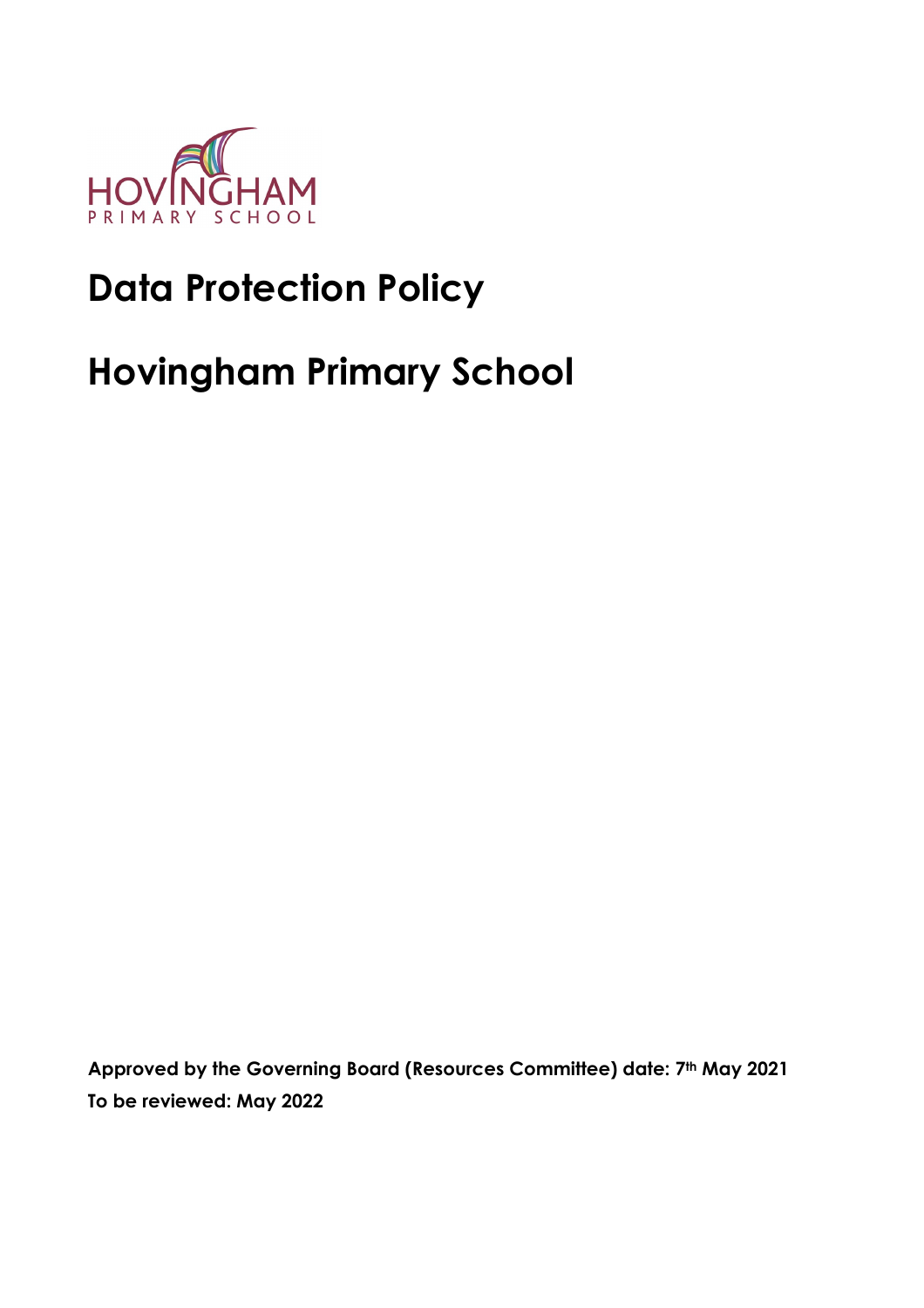HOVINGHAM
PRIMARY SCHOOL

# Data Protection Policy

# Hovingham Primary School

**Approved by the Governing Board (Resources Committee) date: 7th May 2021**
**To be reviewed: May 2022**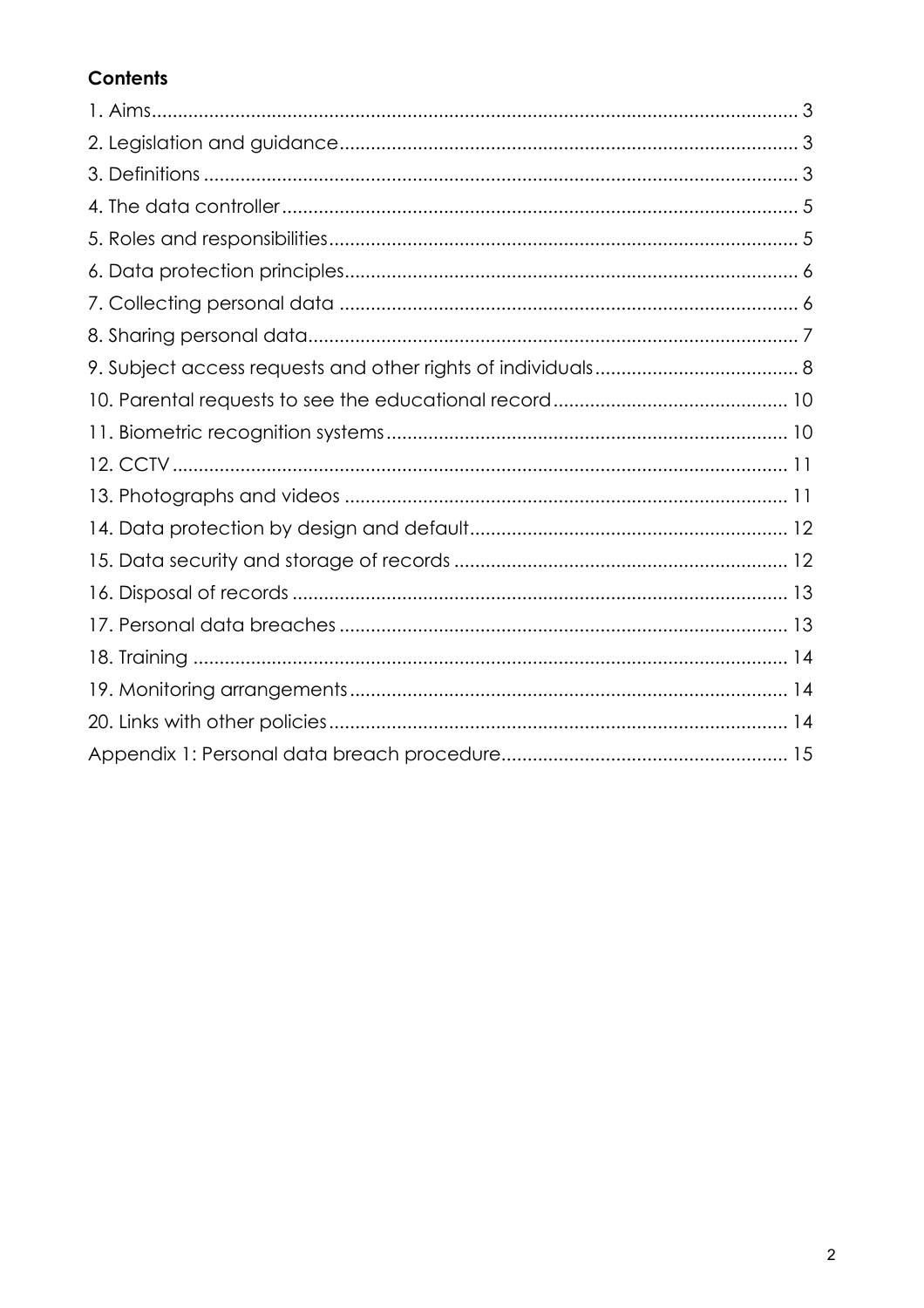**Contents**

1. Aims ........................................................................................................................ 3
2. Legislation and guidance ..................................................................................... 3
3. Definitions ............................................................................................................. 3
4. The data controller ............................................................................................... 5
5. Roles and responsibilities ...................................................................................... 5
6. Data protection principles .................................................................................... 6
7. Collecting personal data ...................................................................................... 6
8. Sharing personal data ........................................................................................... 7
9. Subject access requests and other rights of individuals ..................................... 8
10. Parental requests to see the educational record ............................................ 10
11. Biometric recognition systems .......................................................................... 10
12. CCTV ................................................................................................................... 11
13. Photographs and videos ................................................................................... 11
14. Data protection by design and default ........................................................... 12
15. Data security and storage of records .............................................................. 12
16. Disposal of records ............................................................................................ 13
17. Personal data breaches .................................................................................... 13
18. Training ............................................................................................................... 14
19. Monitoring arrangements .................................................................................. 14
20. Links with other policies ..................................................................................... 14

Appendix 1: Personal data breach procedure ..................................................... 15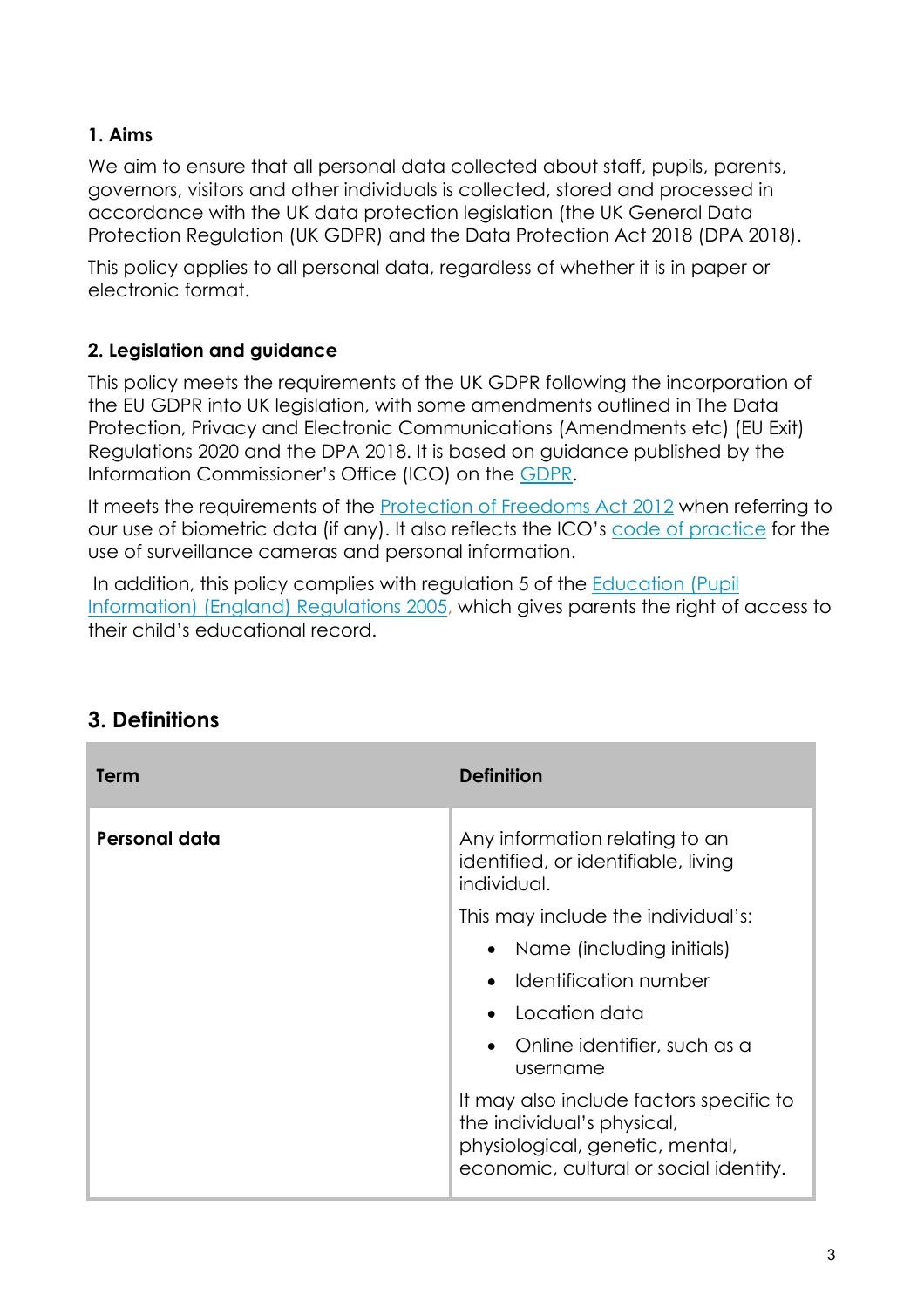**1. Aims**

We aim to ensure that all personal data collected about staff, pupils, parents, governors, visitors and other individuals is collected, stored and processed in accordance with the UK data protection legislation (the UK General Data Protection Regulation (UK GDPR) and the Data Protection Act 2018 (DPA 2018).

This policy applies to all personal data, regardless of whether it is in paper or electronic format.

**2. Legislation and guidance**

This policy meets the requirements of the UK GDPR following the incorporation of the EU GDPR into UK legislation, with some amendments outlined in The Data Protection, Privacy and Electronic Communications (Amendments etc) (EU Exit) Regulations 2020 and the DPA 2018. It is based on guidance published by the Information Commissioner's Office (ICO) on the GDPR.

It meets the requirements of the Protection of Freedoms Act 2012 when referring to our use of biometric data (if any). It also reflects the ICO's code of practice for the use of surveillance cameras and personal information.

In addition, this policy complies with regulation 5 of the Education (Pupil Information) (England) Regulations 2005, which gives parents the right of access to their child's educational record.

## 3. Definitions

| Term | Definition |
| --- | --- |
| **Personal data** | Any information relating to an identified, or identifiable, living individual.<br><br>This may include the individual's:<br>• Name (including initials)<br>• Identification number<br>• Location data<br>• Online identifier, such as a username<br><br>It may also include factors specific to the individual's physical, physiological, genetic, mental, economic, cultural or social identity. |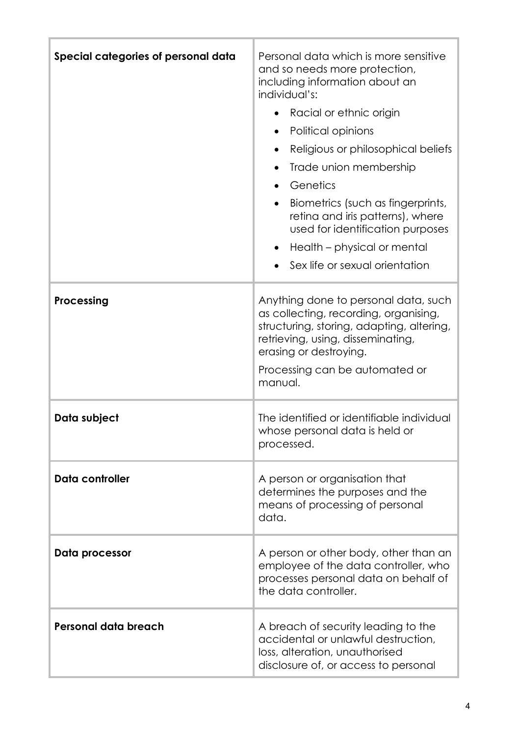| | |
|---|---|
| **Special categories of personal data** | Personal data which is more sensitive and so needs more protection, including information about an individual's:<br>• Racial or ethnic origin<br>• Political opinions<br>• Religious or philosophical beliefs<br>• Trade union membership<br>• Genetics<br>• Biometrics (such as fingerprints, retina and iris patterns), where used for identification purposes<br>• Health – physical or mental<br>• Sex life or sexual orientation |
| **Processing** | Anything done to personal data, such as collecting, recording, organising, structuring, storing, adapting, altering, retrieving, using, disseminating, erasing or destroying.<br>Processing can be automated or manual. |
| **Data subject** | The identified or identifiable individual whose personal data is held or processed. |
| **Data controller** | A person or organisation that determines the purposes and the means of processing of personal data. |
| **Data processor** | A person or other body, other than an employee of the data controller, who processes personal data on behalf of the data controller. |
| **Personal data breach** | A breach of security leading to the accidental or unlawful destruction, loss, alteration, unauthorised disclosure of, or access to personal |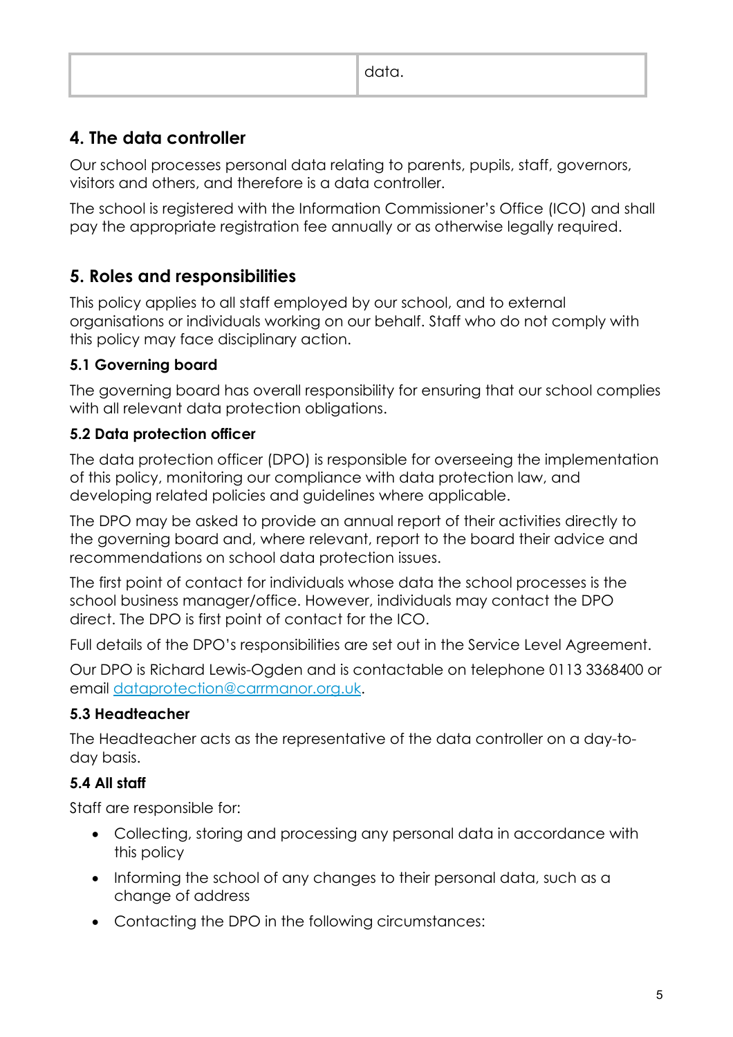|   | data. |
|---|---|

## 4. The data controller

Our school processes personal data relating to parents, pupils, staff, governors, visitors and others, and therefore is a data controller.

The school is registered with the Information Commissioner's Office (ICO) and shall pay the appropriate registration fee annually or as otherwise legally required.

## 5. Roles and responsibilities

This policy applies to all staff employed by our school, and to external organisations or individuals working on our behalf. Staff who do not comply with this policy may face disciplinary action.

### 5.1 Governing board

The governing board has overall responsibility for ensuring that our school complies with all relevant data protection obligations.

### 5.2 Data protection officer

The data protection officer (DPO) is responsible for overseeing the implementation of this policy, monitoring our compliance with data protection law, and developing related policies and guidelines where applicable.

The DPO may be asked to provide an annual report of their activities directly to the governing board and, where relevant, report to the board their advice and recommendations on school data protection issues.

The first point of contact for individuals whose data the school processes is the school business manager/office. However, individuals may contact the DPO direct. The DPO is first point of contact for the ICO.

Full details of the DPO's responsibilities are set out in the Service Level Agreement.

Our DPO is Richard Lewis-Ogden and is contactable on telephone 0113 3368400 or email [dataprotection@carrmanor.org.uk](mailto:dataprotection@carrmanor.org.uk).

### 5.3 Headteacher

The Headteacher acts as the representative of the data controller on a day-to-day basis.

### 5.4 All staff

Staff are responsible for:

- Collecting, storing and processing any personal data in accordance with this policy
- Informing the school of any changes to their personal data, such as a change of address
- Contacting the DPO in the following circumstances: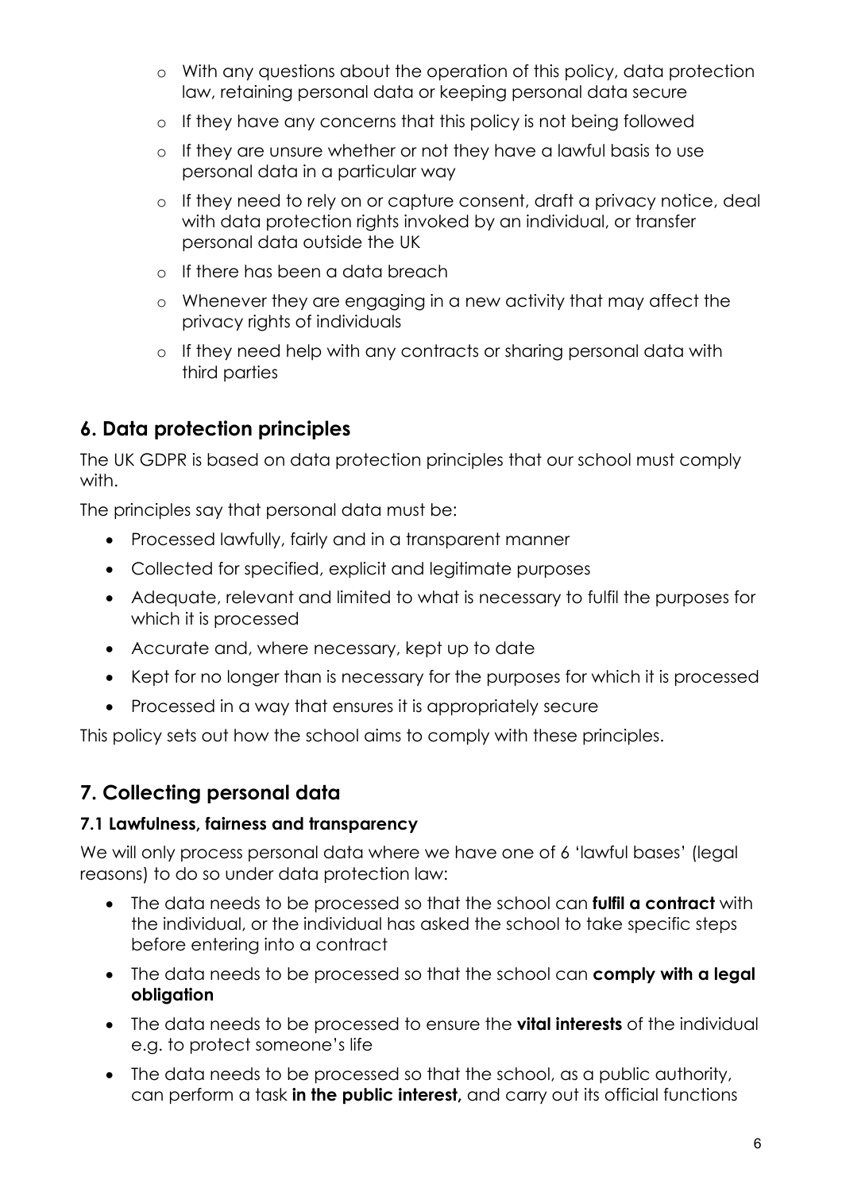- With any questions about the operation of this policy, data protection law, retaining personal data or keeping personal data secure
  - If they have any concerns that this policy is not being followed
  - If they are unsure whether or not they have a lawful basis to use personal data in a particular way
  - If they need to rely on or capture consent, draft a privacy notice, deal with data protection rights invoked by an individual, or transfer personal data outside the UK
  - If there has been a data breach
  - Whenever they are engaging in a new activity that may affect the privacy rights of individuals
  - If they need help with any contracts or sharing personal data with third parties

## 6. Data protection principles

The UK GDPR is based on data protection principles that our school must comply with.

The principles say that personal data must be:

- Processed lawfully, fairly and in a transparent manner
- Collected for specified, explicit and legitimate purposes
- Adequate, relevant and limited to what is necessary to fulfil the purposes for which it is processed
- Accurate and, where necessary, kept up to date
- Kept for no longer than is necessary for the purposes for which it is processed
- Processed in a way that ensures it is appropriately secure

This policy sets out how the school aims to comply with these principles.

## 7. Collecting personal data

### 7.1 Lawfulness, fairness and transparency

We will only process personal data where we have one of 6 'lawful bases' (legal reasons) to do so under data protection law:

- The data needs to be processed so that the school can **fulfil a contract** with the individual, or the individual has asked the school to take specific steps before entering into a contract
- The data needs to be processed so that the school can **comply with a legal obligation**
- The data needs to be processed to ensure the **vital interests** of the individual e.g. to protect someone's life
- The data needs to be processed so that the school, as a public authority, can perform a task **in the public interest,** and carry out its official functions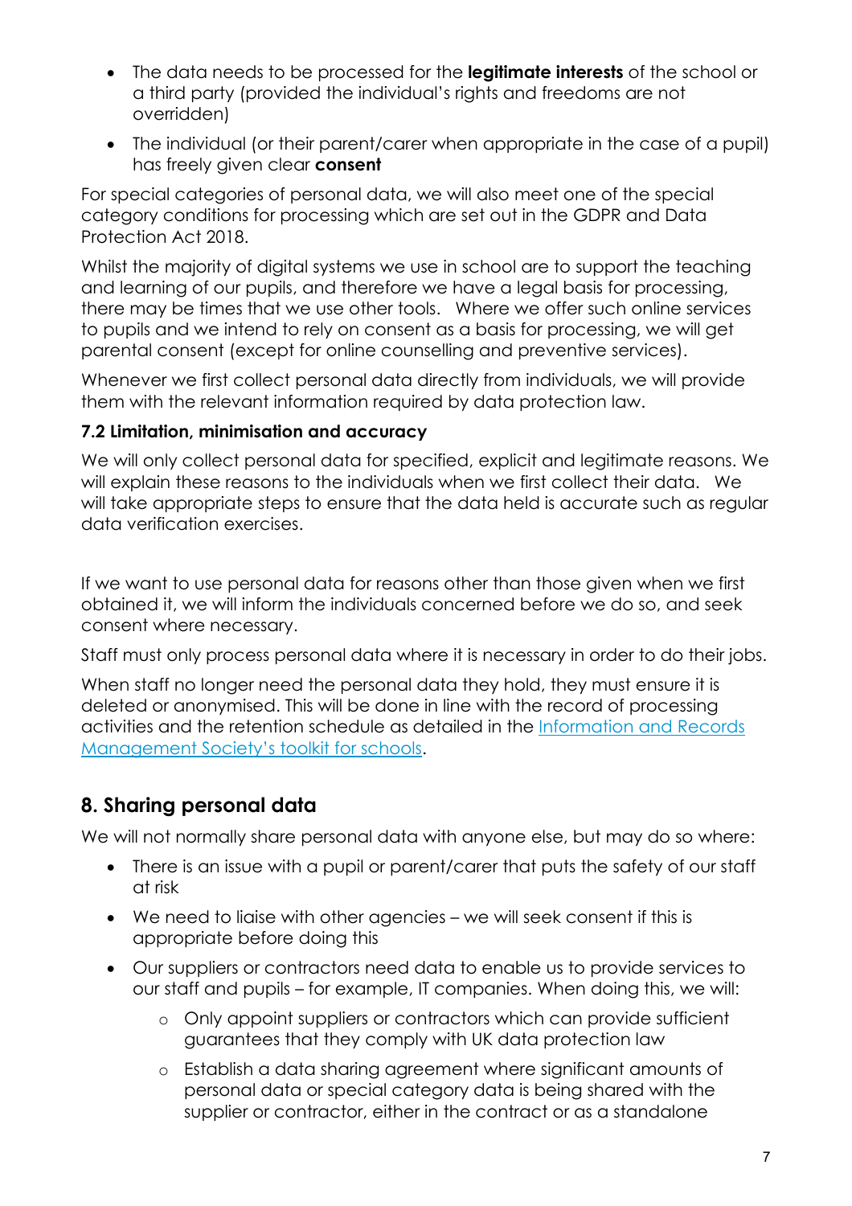- The data needs to be processed for the **legitimate interests** of the school or a third party (provided the individual's rights and freedoms are not overridden)
- The individual (or their parent/carer when appropriate in the case of a pupil) has freely given clear **consent**

For special categories of personal data, we will also meet one of the special category conditions for processing which are set out in the GDPR and Data Protection Act 2018.

Whilst the majority of digital systems we use in school are to support the teaching and learning of our pupils, and therefore we have a legal basis for processing, there may be times that we use other tools. Where we offer such online services to pupils and we intend to rely on consent as a basis for processing, we will get parental consent (except for online counselling and preventive services).

Whenever we first collect personal data directly from individuals, we will provide them with the relevant information required by data protection law.

### 7.2 Limitation, minimisation and accuracy

We will only collect personal data for specified, explicit and legitimate reasons. We will explain these reasons to the individuals when we first collect their data. We will take appropriate steps to ensure that the data held is accurate such as regular data verification exercises.

If we want to use personal data for reasons other than those given when we first obtained it, we will inform the individuals concerned before we do so, and seek consent where necessary.

Staff must only process personal data where it is necessary in order to do their jobs.

When staff no longer need the personal data they hold, they must ensure it is deleted or anonymised. This will be done in line with the record of processing activities and the retention schedule as detailed in the [Information and Records Management Society's toolkit for schools](Information and Records Management Society's toolkit for schools).

## 8. Sharing personal data

We will not normally share personal data with anyone else, but may do so where:

- There is an issue with a pupil or parent/carer that puts the safety of our staff at risk
- We need to liaise with other agencies – we will seek consent if this is appropriate before doing this
- Our suppliers or contractors need data to enable us to provide services to our staff and pupils – for example, IT companies. When doing this, we will:
    - Only appoint suppliers or contractors which can provide sufficient guarantees that they comply with UK data protection law
    - Establish a data sharing agreement where significant amounts of personal data or special category data is being shared with the supplier or contractor, either in the contract or as a standalone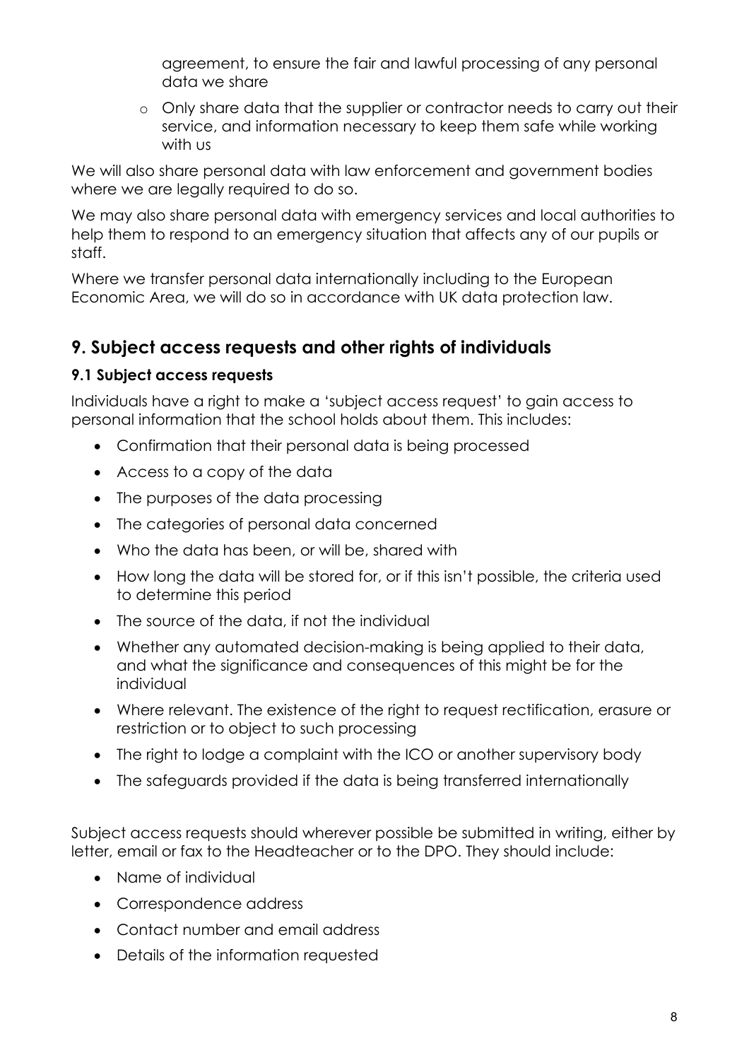agreement, to ensure the fair and lawful processing of any personal data we share

  - Only share data that the supplier or contractor needs to carry out their service, and information necessary to keep them safe while working with us

We will also share personal data with law enforcement and government bodies where we are legally required to do so.

We may also share personal data with emergency services and local authorities to help them to respond to an emergency situation that affects any of our pupils or staff.

Where we transfer personal data internationally including to the European Economic Area, we will do so in accordance with UK data protection law.

## 9. Subject access requests and other rights of individuals

### 9.1 Subject access requests

Individuals have a right to make a 'subject access request' to gain access to personal information that the school holds about them. This includes:

- Confirmation that their personal data is being processed
- Access to a copy of the data
- The purposes of the data processing
- The categories of personal data concerned
- Who the data has been, or will be, shared with
- How long the data will be stored for, or if this isn't possible, the criteria used to determine this period
- The source of the data, if not the individual
- Whether any automated decision-making is being applied to their data, and what the significance and consequences of this might be for the individual
- Where relevant. The existence of the right to request rectification, erasure or restriction or to object to such processing
- The right to lodge a complaint with the ICO or another supervisory body
- The safeguards provided if the data is being transferred internationally

Subject access requests should wherever possible be submitted in writing, either by letter, email or fax to the Headteacher or to the DPO. They should include:

- Name of individual
- Correspondence address
- Contact number and email address
- Details of the information requested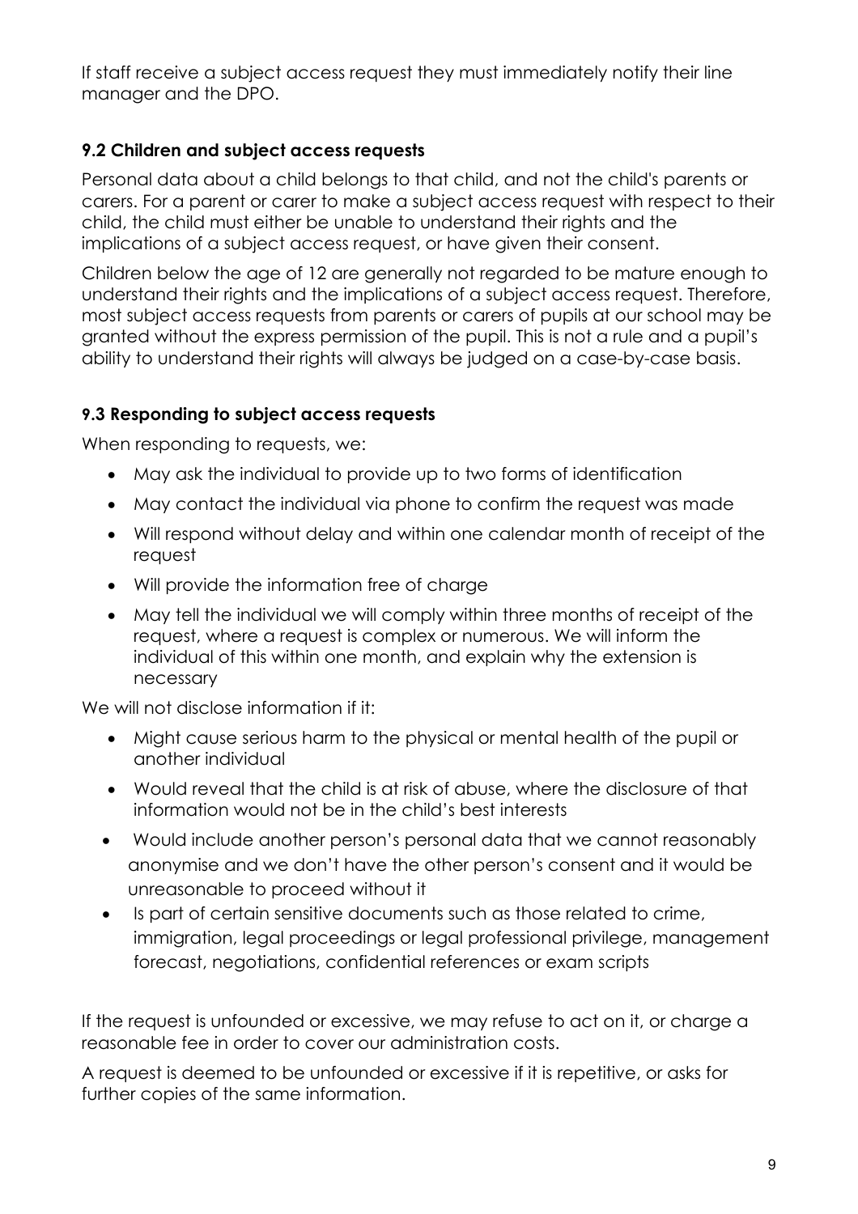If staff receive a subject access request they must immediately notify their line manager and the DPO.

### 9.2 Children and subject access requests

Personal data about a child belongs to that child, and not the child's parents or carers. For a parent or carer to make a subject access request with respect to their child, the child must either be unable to understand their rights and the implications of a subject access request, or have given their consent.

Children below the age of 12 are generally not regarded to be mature enough to understand their rights and the implications of a subject access request. Therefore, most subject access requests from parents or carers of pupils at our school may be granted without the express permission of the pupil. This is not a rule and a pupil's ability to understand their rights will always be judged on a case-by-case basis.

### 9.3 Responding to subject access requests

When responding to requests, we:

- May ask the individual to provide up to two forms of identification
- May contact the individual via phone to confirm the request was made
- Will respond without delay and within one calendar month of receipt of the request
- Will provide the information free of charge
- May tell the individual we will comply within three months of receipt of the request, where a request is complex or numerous. We will inform the individual of this within one month, and explain why the extension is necessary

We will not disclose information if it:

- Might cause serious harm to the physical or mental health of the pupil or another individual
- Would reveal that the child is at risk of abuse, where the disclosure of that information would not be in the child's best interests
- Would include another person's personal data that we cannot reasonably anonymise and we don't have the other person's consent and it would be unreasonable to proceed without it
- Is part of certain sensitive documents such as those related to crime, immigration, legal proceedings or legal professional privilege, management forecast, negotiations, confidential references or exam scripts

If the request is unfounded or excessive, we may refuse to act on it, or charge a reasonable fee in order to cover our administration costs.

A request is deemed to be unfounded or excessive if it is repetitive, or asks for further copies of the same information.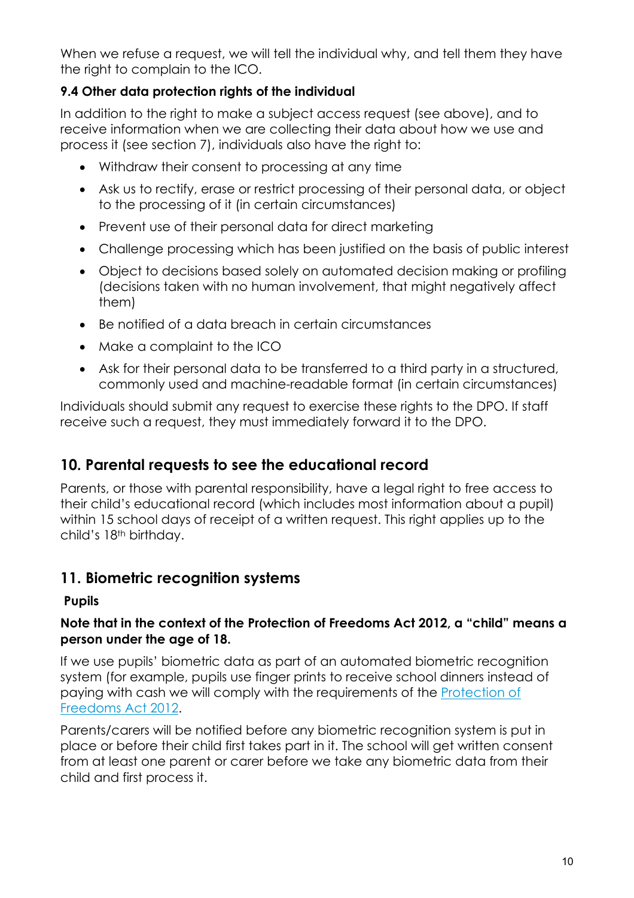When we refuse a request, we will tell the individual why, and tell them they have the right to complain to the ICO.

### 9.4 Other data protection rights of the individual

In addition to the right to make a subject access request (see above), and to receive information when we are collecting their data about how we use and process it (see section 7), individuals also have the right to:

- Withdraw their consent to processing at any time
- Ask us to rectify, erase or restrict processing of their personal data, or object to the processing of it (in certain circumstances)
- Prevent use of their personal data for direct marketing
- Challenge processing which has been justified on the basis of public interest
- Object to decisions based solely on automated decision making or profiling (decisions taken with no human involvement, that might negatively affect them)
- Be notified of a data breach in certain circumstances
- Make a complaint to the ICO
- Ask for their personal data to be transferred to a third party in a structured, commonly used and machine-readable format (in certain circumstances)

Individuals should submit any request to exercise these rights to the DPO. If staff receive such a request, they must immediately forward it to the DPO.

## 10. Parental requests to see the educational record

Parents, or those with parental responsibility, have a legal right to free access to their child's educational record (which includes most information about a pupil) within 15 school days of receipt of a written request. This right applies up to the child's 18th birthday.

## 11. Biometric recognition systems

**Pupils**

**Note that in the context of the Protection of Freedoms Act 2012, a "child" means a person under the age of 18.**

If we use pupils' biometric data as part of an automated biometric recognition system (for example, pupils use finger prints to receive school dinners instead of paying with cash we will comply with the requirements of the [Protection of Freedoms Act 2012]().

Parents/carers will be notified before any biometric recognition system is put in place or before their child first takes part in it. The school will get written consent from at least one parent or carer before we take any biometric data from their child and first process it.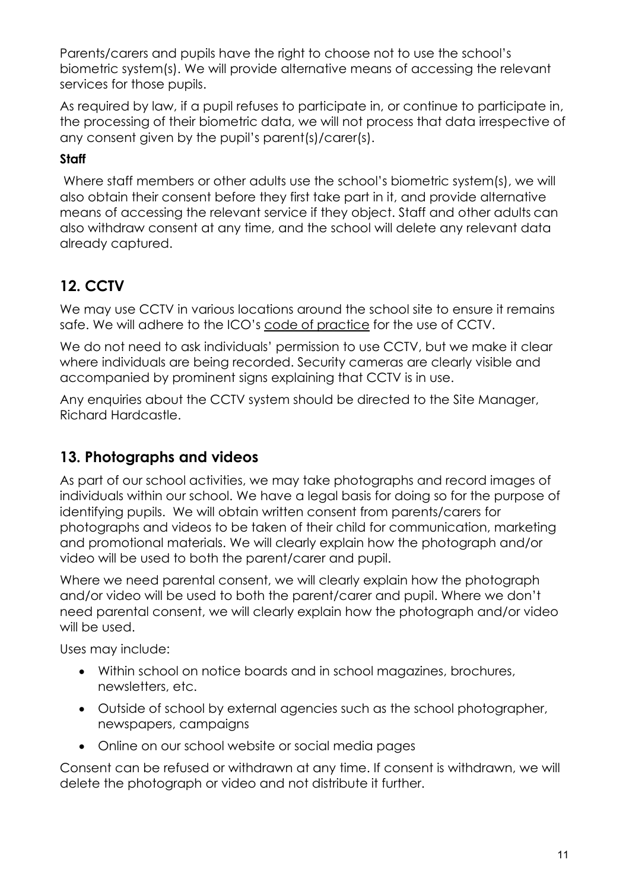Parents/carers and pupils have the right to choose not to use the school's biometric system(s). We will provide alternative means of accessing the relevant services for those pupils.

As required by law, if a pupil refuses to participate in, or continue to participate in, the processing of their biometric data, we will not process that data irrespective of any consent given by the pupil's parent(s)/carer(s).

**Staff**

Where staff members or other adults use the school's biometric system(s), we will also obtain their consent before they first take part in it, and provide alternative means of accessing the relevant service if they object. Staff and other adults can also withdraw consent at any time, and the school will delete any relevant data already captured.

## 12. CCTV

We may use CCTV in various locations around the school site to ensure it remains safe. We will adhere to the ICO's code of practice for the use of CCTV.

We do not need to ask individuals' permission to use CCTV, but we make it clear where individuals are being recorded. Security cameras are clearly visible and accompanied by prominent signs explaining that CCTV is in use.

Any enquiries about the CCTV system should be directed to the Site Manager, Richard Hardcastle.

## 13. Photographs and videos

As part of our school activities, we may take photographs and record images of individuals within our school. We have a legal basis for doing so for the purpose of identifying pupils. We will obtain written consent from parents/carers for photographs and videos to be taken of their child for communication, marketing and promotional materials. We will clearly explain how the photograph and/or video will be used to both the parent/carer and pupil.

Where we need parental consent, we will clearly explain how the photograph and/or video will be used to both the parent/carer and pupil. Where we don't need parental consent, we will clearly explain how the photograph and/or video will be used.

Uses may include:

- Within school on notice boards and in school magazines, brochures, newsletters, etc.
- Outside of school by external agencies such as the school photographer, newspapers, campaigns
- Online on our school website or social media pages

Consent can be refused or withdrawn at any time. If consent is withdrawn, we will delete the photograph or video and not distribute it further.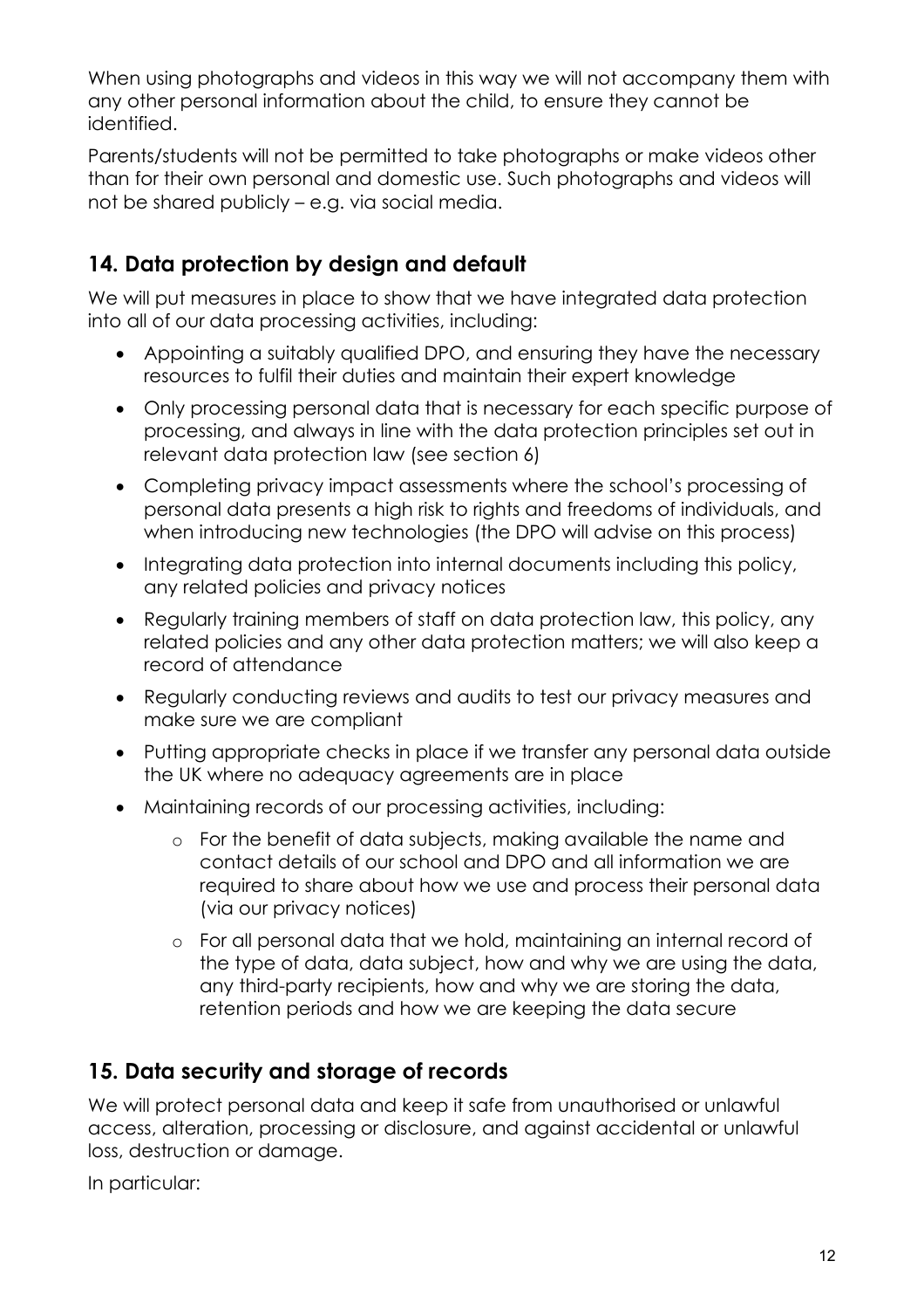When using photographs and videos in this way we will not accompany them with any other personal information about the child, to ensure they cannot be identified.

Parents/students will not be permitted to take photographs or make videos other than for their own personal and domestic use. Such photographs and videos will not be shared publicly – e.g. via social media.

## 14. Data protection by design and default

We will put measures in place to show that we have integrated data protection into all of our data processing activities, including:

- Appointing a suitably qualified DPO, and ensuring they have the necessary resources to fulfil their duties and maintain their expert knowledge
- Only processing personal data that is necessary for each specific purpose of processing, and always in line with the data protection principles set out in relevant data protection law (see section 6)
- Completing privacy impact assessments where the school's processing of personal data presents a high risk to rights and freedoms of individuals, and when introducing new technologies (the DPO will advise on this process)
- Integrating data protection into internal documents including this policy, any related policies and privacy notices
- Regularly training members of staff on data protection law, this policy, any related policies and any other data protection matters; we will also keep a record of attendance
- Regularly conducting reviews and audits to test our privacy measures and make sure we are compliant
- Putting appropriate checks in place if we transfer any personal data outside the UK where no adequacy agreements are in place
- Maintaining records of our processing activities, including:
    - For the benefit of data subjects, making available the name and contact details of our school and DPO and all information we are required to share about how we use and process their personal data (via our privacy notices)
    - For all personal data that we hold, maintaining an internal record of the type of data, data subject, how and why we are using the data, any third-party recipients, how and why we are storing the data, retention periods and how we are keeping the data secure

## 15. Data security and storage of records

We will protect personal data and keep it safe from unauthorised or unlawful access, alteration, processing or disclosure, and against accidental or unlawful loss, destruction or damage.

In particular: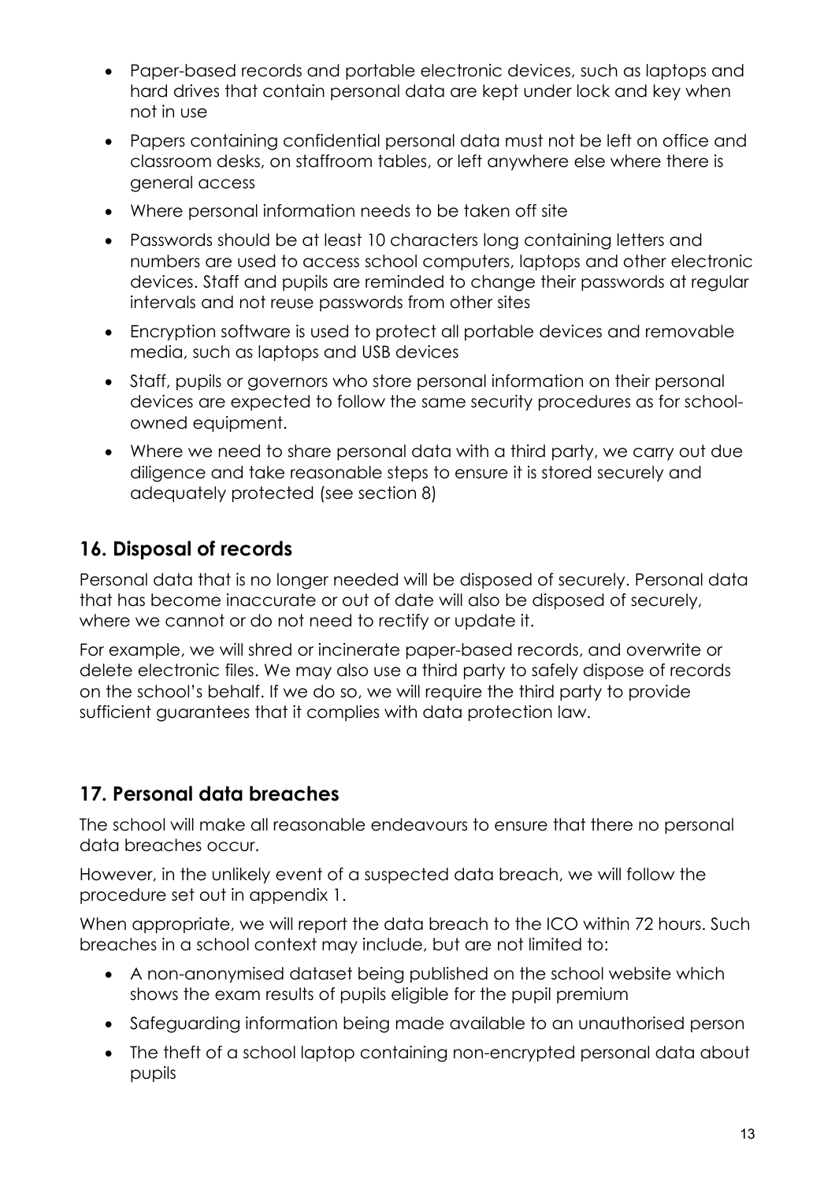- Paper-based records and portable electronic devices, such as laptops and hard drives that contain personal data are kept under lock and key when not in use
- Papers containing confidential personal data must not be left on office and classroom desks, on staffroom tables, or left anywhere else where there is general access
- Where personal information needs to be taken off site
- Passwords should be at least 10 characters long containing letters and numbers are used to access school computers, laptops and other electronic devices. Staff and pupils are reminded to change their passwords at regular intervals and not reuse passwords from other sites
- Encryption software is used to protect all portable devices and removable media, such as laptops and USB devices
- Staff, pupils or governors who store personal information on their personal devices are expected to follow the same security procedures as for school-owned equipment.
- Where we need to share personal data with a third party, we carry out due diligence and take reasonable steps to ensure it is stored securely and adequately protected (see section 8)

## 16. Disposal of records

Personal data that is no longer needed will be disposed of securely. Personal data that has become inaccurate or out of date will also be disposed of securely, where we cannot or do not need to rectify or update it.

For example, we will shred or incinerate paper-based records, and overwrite or delete electronic files. We may also use a third party to safely dispose of records on the school's behalf. If we do so, we will require the third party to provide sufficient guarantees that it complies with data protection law.

## 17. Personal data breaches

The school will make all reasonable endeavours to ensure that there no personal data breaches occur.

However, in the unlikely event of a suspected data breach, we will follow the procedure set out in appendix 1.

When appropriate, we will report the data breach to the ICO within 72 hours. Such breaches in a school context may include, but are not limited to:

- A non-anonymised dataset being published on the school website which shows the exam results of pupils eligible for the pupil premium
- Safeguarding information being made available to an unauthorised person
- The theft of a school laptop containing non-encrypted personal data about pupils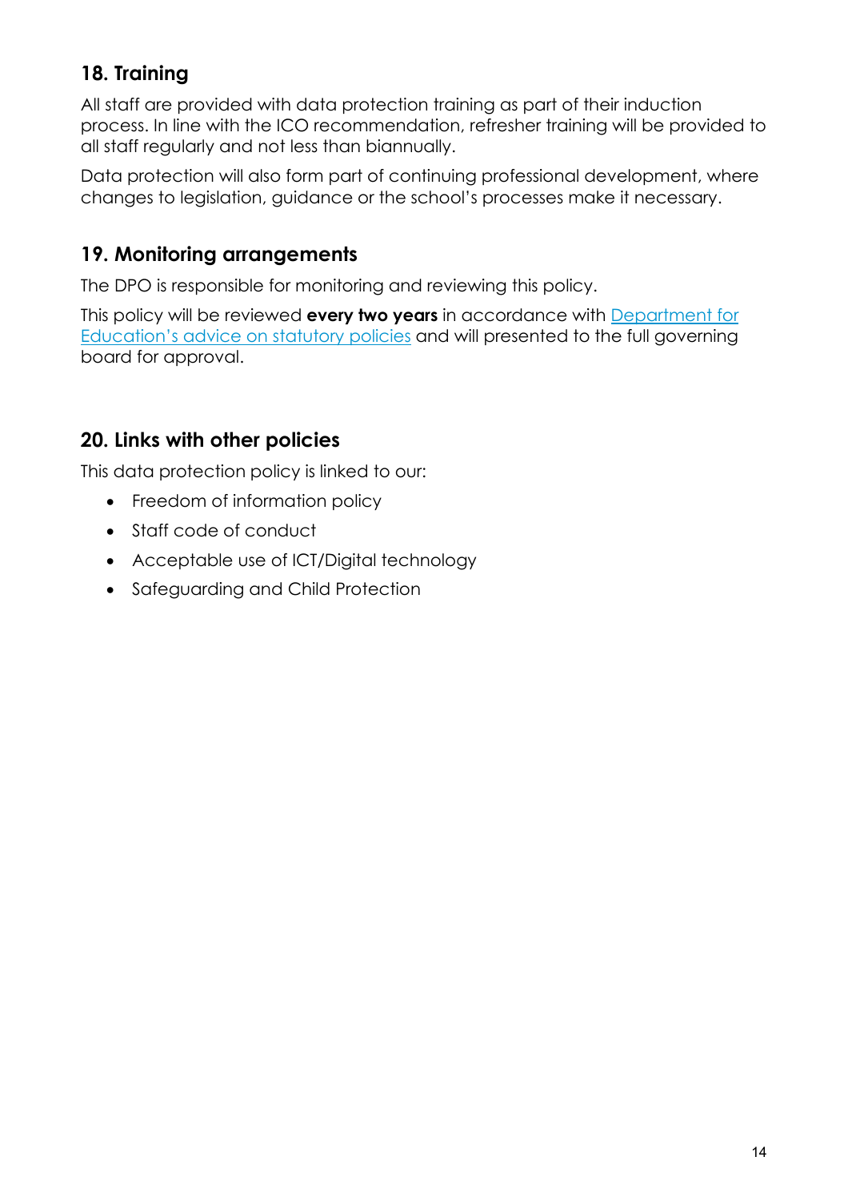## 18. Training

All staff are provided with data protection training as part of their induction process. In line with the ICO recommendation, refresher training will be provided to all staff regularly and not less than biannually.

Data protection will also form part of continuing professional development, where changes to legislation, guidance or the school's processes make it necessary.

## 19. Monitoring arrangements

The DPO is responsible for monitoring and reviewing this policy.

This policy will be reviewed **every two years** in accordance with Department for Education's advice on statutory policies and will presented to the full governing board for approval.

## 20. Links with other policies

This data protection policy is linked to our:

- Freedom of information policy
- Staff code of conduct
- Acceptable use of ICT/Digital technology
- Safeguarding and Child Protection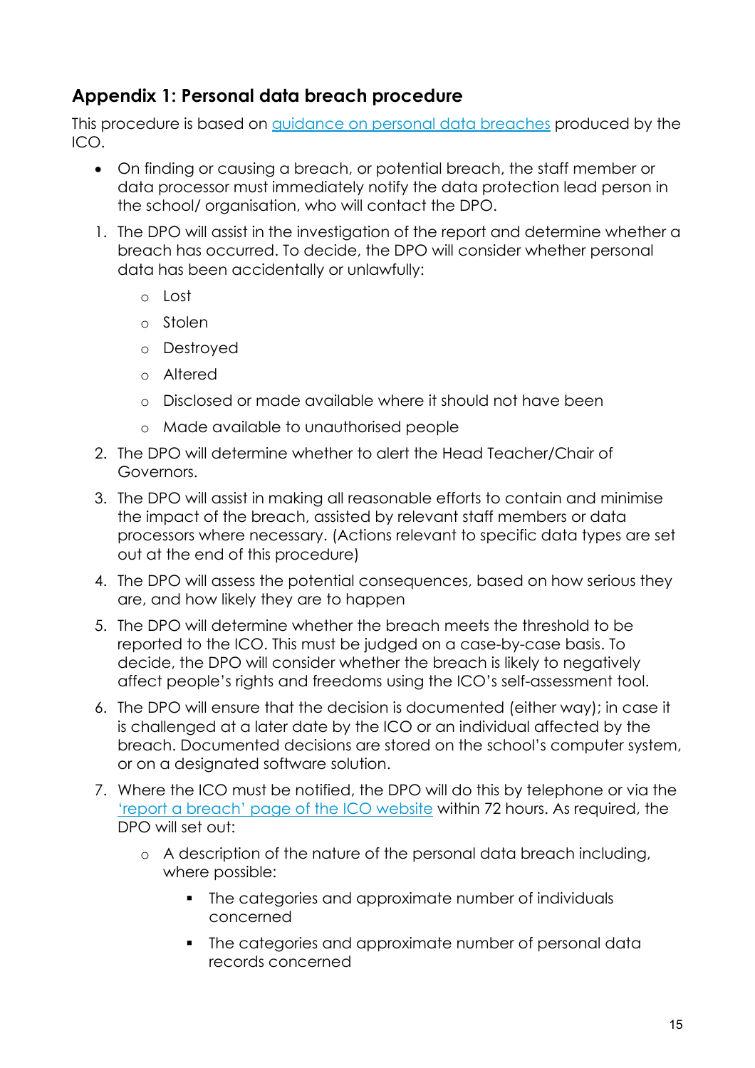## Appendix 1: Personal data breach procedure

This procedure is based on [guidance on personal data breaches]() produced by the ICO.

- On finding or causing a breach, or potential breach, the staff member or data processor must immediately notify the data protection lead person in the school/ organisation, who will contact the DPO.

1. The DPO will assist in the investigation of the report and determine whether a breach has occurred. To decide, the DPO will consider whether personal data has been accidentally or unlawfully:
    - Lost
    - Stolen
    - Destroyed
    - Altered
    - Disclosed or made available where it should not have been
    - Made available to unauthorised people
2. The DPO will determine whether to alert the Head Teacher/Chair of Governors.
3. The DPO will assist in making all reasonable efforts to contain and minimise the impact of the breach, assisted by relevant staff members or data processors where necessary. (Actions relevant to specific data types are set out at the end of this procedure)
4. The DPO will assess the potential consequences, based on how serious they are, and how likely they are to happen
5. The DPO will determine whether the breach meets the threshold to be reported to the ICO. This must be judged on a case-by-case basis. To decide, the DPO will consider whether the breach is likely to negatively affect people's rights and freedoms using the ICO's self-assessment tool.
6. The DPO will ensure that the decision is documented (either way); in case it is challenged at a later date by the ICO or an individual affected by the breach. Documented decisions are stored on the school's computer system, or on a designated software solution.
7. Where the ICO must be notified, the DPO will do this by telephone or via the ['report a breach' page of the ICO website]() within 72 hours. As required, the DPO will set out:
    - A description of the nature of the personal data breach including, where possible:
        - The categories and approximate number of individuals concerned
        - The categories and approximate number of personal data records concerned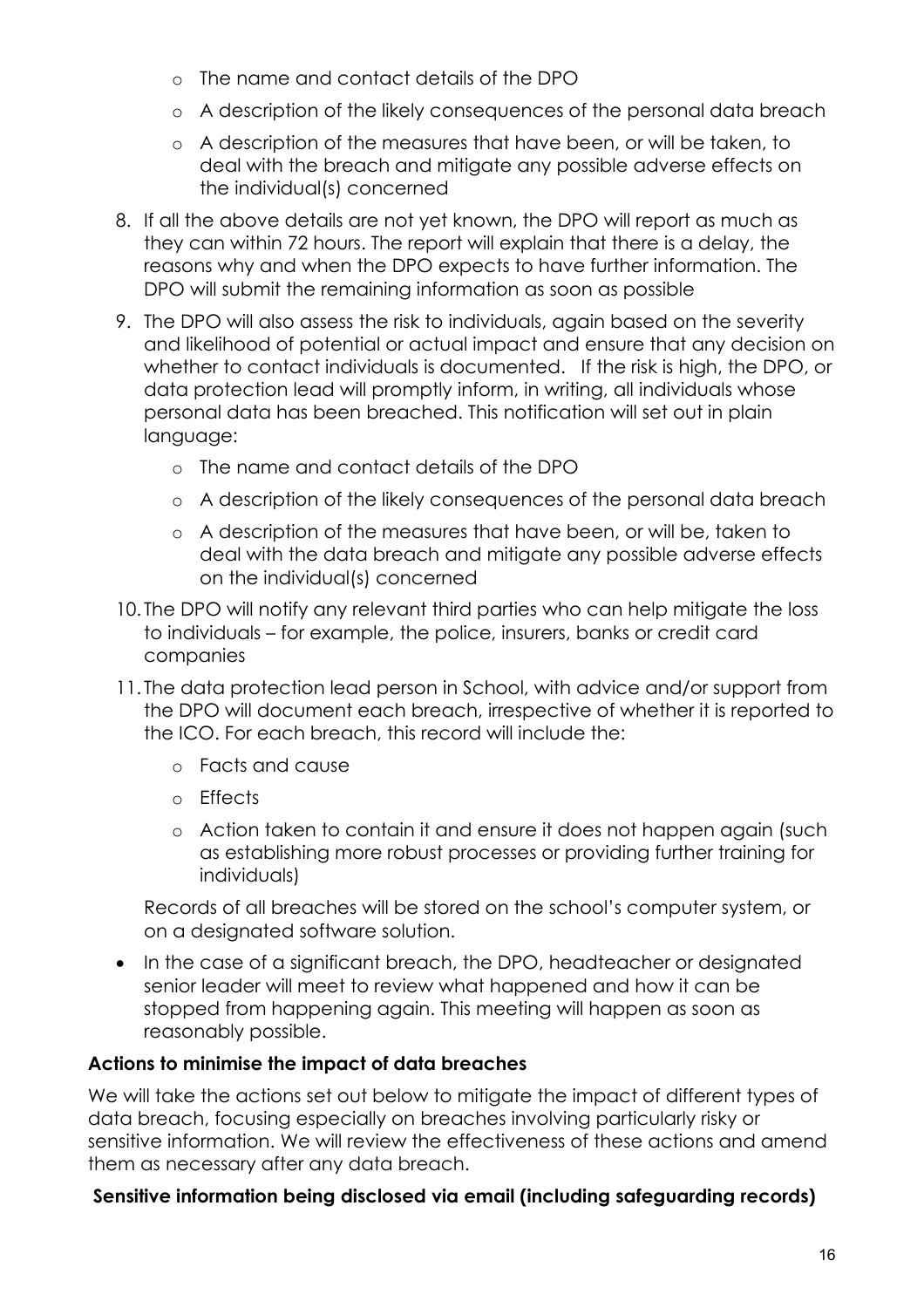- The name and contact details of the DPO
   - A description of the likely consequences of the personal data breach
   - A description of the measures that have been, or will be taken, to deal with the breach and mitigate any possible adverse effects on the individual(s) concerned

8. If all the above details are not yet known, the DPO will report as much as they can within 72 hours. The report will explain that there is a delay, the reasons why and when the DPO expects to have further information. The DPO will submit the remaining information as soon as possible
9. The DPO will also assess the risk to individuals, again based on the severity and likelihood of potential or actual impact and ensure that any decision on whether to contact individuals is documented. If the risk is high, the DPO, or data protection lead will promptly inform, in writing, all individuals whose personal data has been breached. This notification will set out in plain language:
   - The name and contact details of the DPO
   - A description of the likely consequences of the personal data breach
   - A description of the measures that have been, or will be, taken to deal with the data breach and mitigate any possible adverse effects on the individual(s) concerned
10. The DPO will notify any relevant third parties who can help mitigate the loss to individuals – for example, the police, insurers, banks or credit card companies
11. The data protection lead person in School, with advice and/or support from the DPO will document each breach, irrespective of whether it is reported to the ICO. For each breach, this record will include the:
    - Facts and cause
    - Effects
    - Action taken to contain it and ensure it does not happen again (such as establishing more robust processes or providing further training for individuals)

    Records of all breaches will be stored on the school's computer system, or on a designated software solution.

- In the case of a significant breach, the DPO, headteacher or designated senior leader will meet to review what happened and how it can be stopped from happening again. This meeting will happen as soon as reasonably possible.

**Actions to minimise the impact of data breaches**

We will take the actions set out below to mitigate the impact of different types of data breach, focusing especially on breaches involving particularly risky or sensitive information. We will review the effectiveness of these actions and amend them as necessary after any data breach.

**Sensitive information being disclosed via email (including safeguarding records)**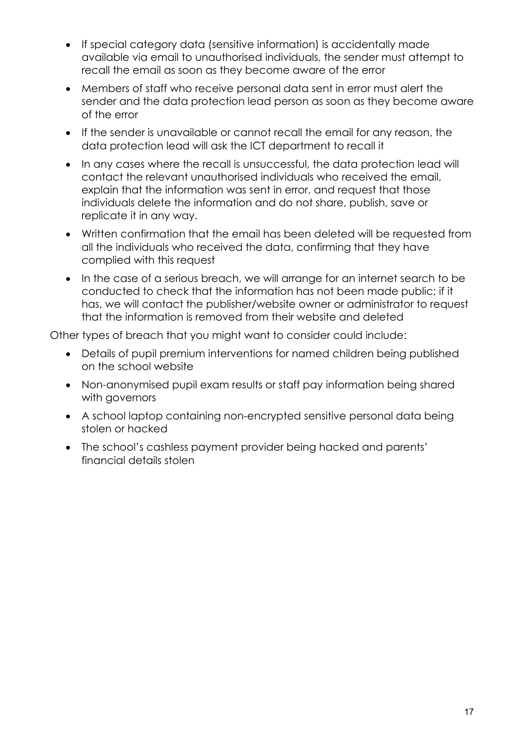- If special category data (sensitive information) is accidentally made available via email to unauthorised individuals, the sender must attempt to recall the email as soon as they become aware of the error
- Members of staff who receive personal data sent in error must alert the sender and the data protection lead person as soon as they become aware of the error
- If the sender is unavailable or cannot recall the email for any reason, the data protection lead will ask the ICT department to recall it
- In any cases where the recall is unsuccessful, the data protection lead will contact the relevant unauthorised individuals who received the email, explain that the information was sent in error, and request that those individuals delete the information and do not share, publish, save or replicate it in any way.
- Written confirmation that the email has been deleted will be requested from all the individuals who received the data, confirming that they have complied with this request
- In the case of a serious breach, we will arrange for an internet search to be conducted to check that the information has not been made public; if it has, we will contact the publisher/website owner or administrator to request that the information is removed from their website and deleted

Other types of breach that you might want to consider could include:

- Details of pupil premium interventions for named children being published on the school website
- Non-anonymised pupil exam results or staff pay information being shared with governors
- A school laptop containing non-encrypted sensitive personal data being stolen or hacked
- The school's cashless payment provider being hacked and parents' financial details stolen